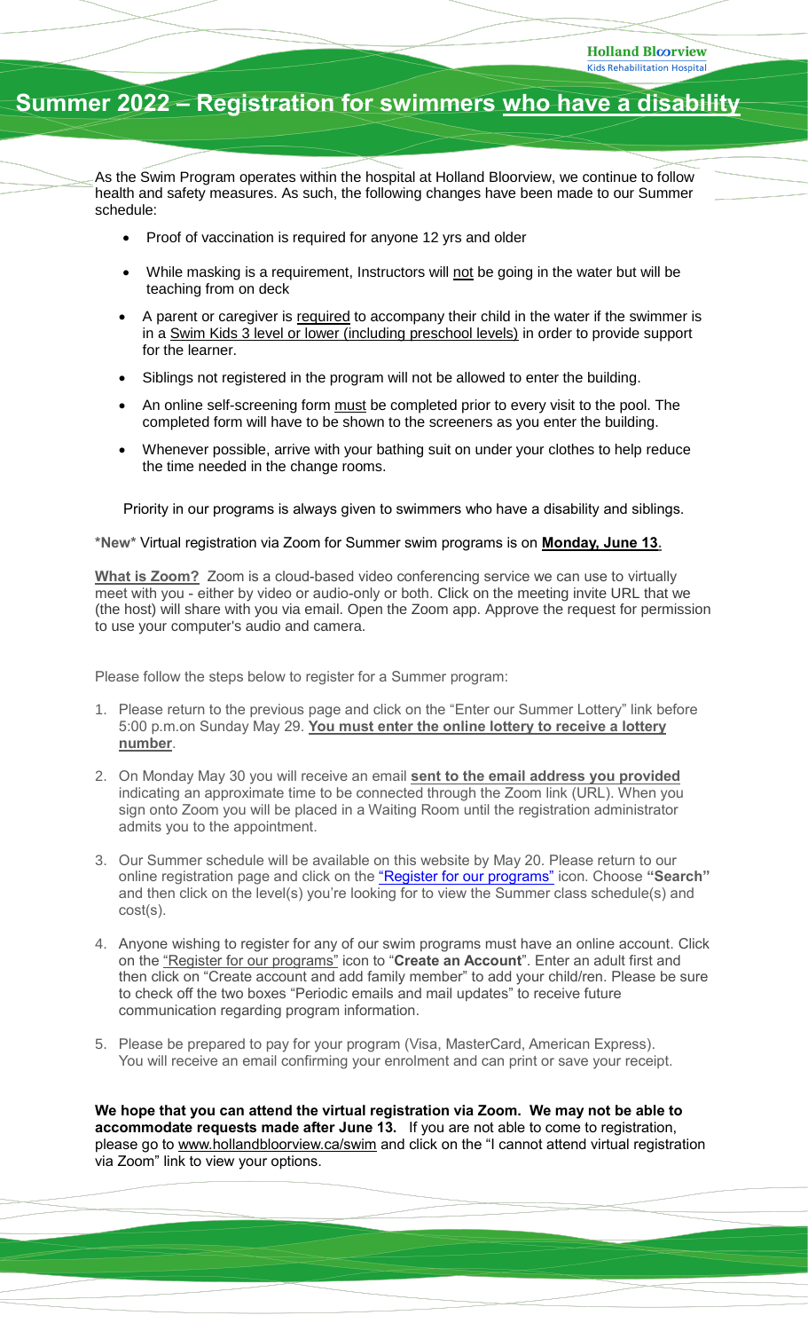Holland Bloorview
Kids Rehabilitation Hospital

# Summer 2022 – Registration for swimmers who have a disability

As the Swim Program operates within the hospital at Holland Bloorview, we continue to follow health and safety measures. As such, the following changes have been made to our Summer schedule:

- Proof of vaccination is required for anyone 12 yrs and older
- While masking is a requirement, Instructors will not be going in the water but will be teaching from on deck
- A parent or caregiver is required to accompany their child in the water if the swimmer is in a Swim Kids 3 level or lower (including preschool levels) in order to provide support for the learner.
- Siblings not registered in the program will not be allowed to enter the building.
- An online self-screening form must be completed prior to every visit to the pool. The completed form will have to be shown to the screeners as you enter the building.
- Whenever possible, arrive with your bathing suit on under your clothes to help reduce the time needed in the change rooms.

Priority in our programs is always given to swimmers who have a disability and siblings.

\*New\* Virtual registration via Zoom for Summer swim programs is on **Monday, June 13.**

**What is Zoom?** Zoom is a cloud-based video conferencing service we can use to virtually meet with you - either by video or audio-only or both. Click on the meeting invite URL that we (the host) will share with you via email. Open the Zoom app. Approve the request for permission to use your computer's audio and camera.

Please follow the steps below to register for a Summer program:

1. Please return to the previous page and click on the "Enter our Summer Lottery" link before 5:00 p.m.on Sunday May 29. **You must enter the online lottery to receive a lottery number**.
2. On Monday May 30 you will receive an email **sent to the email address you provided** indicating an approximate time to be connected through the Zoom link (URL). When you sign onto Zoom you will be placed in a Waiting Room until the registration administrator admits you to the appointment.
3. Our Summer schedule will be available on this website by May 20. Please return to our online registration page and click on the "Register for our programs" icon. Choose **"Search"** and then click on the level(s) you're looking for to view the Summer class schedule(s) and cost(s).
4. Anyone wishing to register for any of our swim programs must have an online account. Click on the "Register for our programs" icon to "**Create an Account**". Enter an adult first and then click on "Create account and add family member" to add your child/ren. Please be sure to check off the two boxes "Periodic emails and mail updates" to receive future communication regarding program information.
5. Please be prepared to pay for your program (Visa, MasterCard, American Express). You will receive an email confirming your enrolment and can print or save your receipt.

**We hope that you can attend the virtual registration via Zoom. We may not be able to accommodate requests made after June 13.** If you are not able to come to registration, please go to www.hollandbloorview.ca/swim and click on the "I cannot attend virtual registration via Zoom" link to view your options.